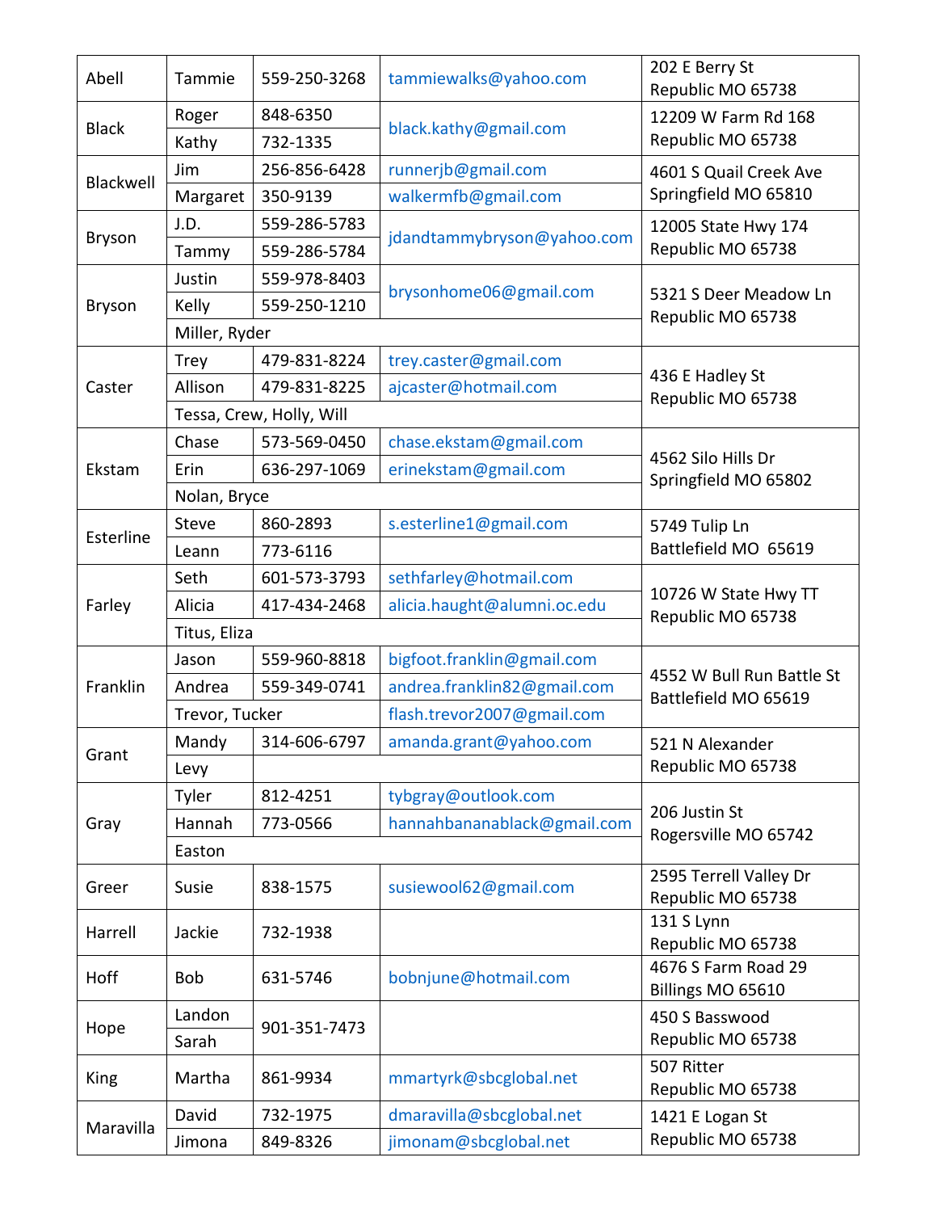| Last Name | First Name | Phone | Email | Address |
|---|---|---|---|---|
| Abell | Tammie | 559-250-3268 | tammiewalks@yahoo.com | 202 E Berry St Republic MO 65738 |
| Black | Roger | 848-6350 | black.kathy@gmail.com | 12209 W Farm Rd 168 Republic MO 65738 |
| | Kathy | 732-1335 | | |
| Blackwell | Jim | 256-856-6428 | runnerjb@gmail.com | 4601 S Quail Creek Ave Springfield MO 65810 |
| | Margaret | 350-9139 | walkermfb@gmail.com | |
| Bryson | J.D. | 559-286-5783 | jdandtammybryson@yahoo.com | 12005 State Hwy 174 Republic MO 65738 |
| | Tammy | 559-286-5784 | | |
| Bryson | Justin | 559-978-8403 | brysonhome06@gmail.com | 5321 S Deer Meadow Ln Republic MO 65738 |
| | Kelly | 559-250-1210 | | |
| | Miller, Ryder | | | |
| Caster | Trey | 479-831-8224 | trey.caster@gmail.com | 436 E Hadley St Republic MO 65738 |
| | Allison | 479-831-8225 | ajcaster@hotmail.com | |
| | Tessa, Crew, Holly, Will | | | |
| Ekstam | Chase | 573-569-0450 | chase.ekstam@gmail.com | 4562 Silo Hills Dr Springfield MO 65802 |
| | Erin | 636-297-1069 | erinekstam@gmail.com | |
| | Nolan, Bryce | | | |
| Esterline | Steve | 860-2893 | s.esterline1@gmail.com | 5749 Tulip Ln Battlefield MO 65619 |
| | Leann | 773-6116 | | |
| Farley | Seth | 601-573-3793 | sethfarley@hotmail.com | 10726 W State Hwy TT Republic MO 65738 |
| | Alicia | 417-434-2468 | alicia.haught@alumni.oc.edu | |
| | Titus, Eliza | | | |
| Franklin | Jason | 559-960-8818 | bigfoot.franklin@gmail.com | 4552 W Bull Run Battle St Battlefield MO 65619 |
| | Andrea | 559-349-0741 | andrea.franklin82@gmail.com | |
| | Trevor, Tucker | | flash.trevor2007@gmail.com | |
| Grant | Mandy | 314-606-6797 | amanda.grant@yahoo.com | 521 N Alexander Republic MO 65738 |
| | Levy | | | |
| Gray | Tyler | 812-4251 | tybgray@outlook.com | 206 Justin St Rogersville MO 65742 |
| | Hannah | 773-0566 | hannahbananablack@gmail.com | |
| | Easton | | | |
| Greer | Susie | 838-1575 | susiewool62@gmail.com | 2595 Terrell Valley Dr Republic MO 65738 |
| Harrell | Jackie | 732-1938 | | 131 S Lynn Republic MO 65738 |
| Hoff | Bob | 631-5746 | bobnjune@hotmail.com | 4676 S Farm Road 29 Billings MO 65610 |
| Hope | Landon | 901-351-7473 | | 450 S Basswood Republic MO 65738 |
| | Sarah | | | |
| King | Martha | 861-9934 | mmartyrk@sbcglobal.net | 507 Ritter Republic MO 65738 |
| Maravilla | David | 732-1975 | dmaravilla@sbcglobal.net | 1421 E Logan St Republic MO 65738 |
| | Jimona | 849-8326 | jimonam@sbcglobal.net | |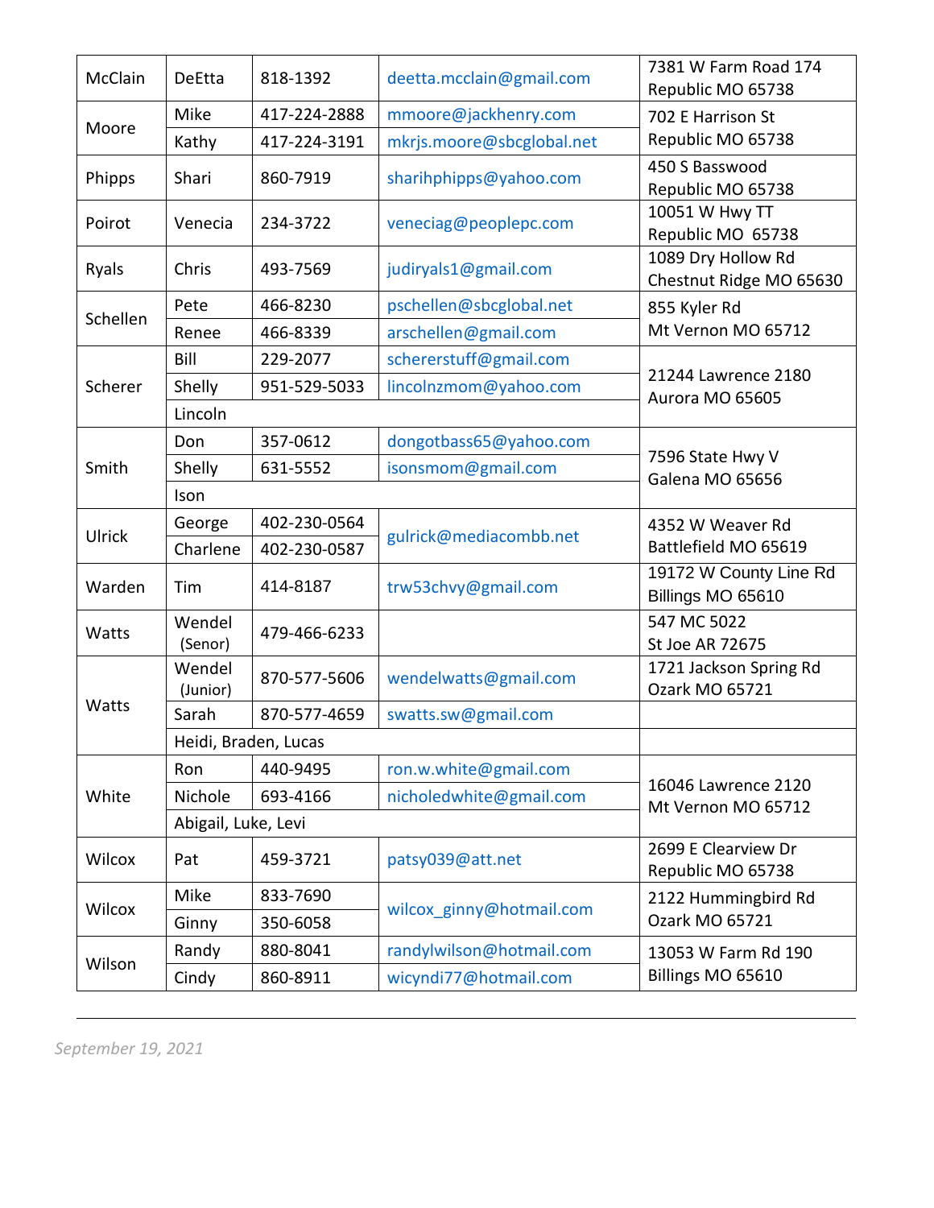| | | | | |
|---|---|---|---|---|
| McClain | DeEtta | 818-1392 | deetta.mcclain@gmail.com | 7381 W Farm Road 174 Republic MO 65738 |
| Moore | Mike | 417-224-2888 | mmoore@jackhenry.com | 702 E Harrison St Republic MO 65738 |
| | Kathy | 417-224-3191 | mkrjs.moore@sbcglobal.net | |
| Phipps | Shari | 860-7919 | sharihphipps@yahoo.com | 450 S Basswood Republic MO 65738 |
| Poirot | Venecia | 234-3722 | veneciag@peoplepc.com | 10051 W Hwy TT Republic MO 65738 |
| Ryals | Chris | 493-7569 | judiryals1@gmail.com | 1089 Dry Hollow Rd Chestnut Ridge MO 65630 |
| Schellen | Pete | 466-8230 | pschellen@sbcglobal.net | 855 Kyler Rd Mt Vernon MO 65712 |
| | Renee | 466-8339 | arschellen@gmail.com | |
| Scherer | Bill | 229-2077 | schererstuff@gmail.com | 21244 Lawrence 2180 Aurora MO 65605 |
| | Shelly | 951-529-5033 | lincolnzmom@yahoo.com | |
| | Lincoln | | | |
| Smith | Don | 357-0612 | dongotbass65@yahoo.com | 7596 State Hwy V Galena MO 65656 |
| | Shelly | 631-5552 | isonsmom@gmail.com | |
| | Ison | | | |
| Ulrick | George | 402-230-0564 | gulrick@mediacombb.net | 4352 W Weaver Rd Battlefield MO 65619 |
| | Charlene | 402-230-0587 | | |
| Warden | Tim | 414-8187 | trw53chvy@gmail.com | 19172 W County Line Rd Billings MO 65610 |
| Watts | Wendel (Senor) | 479-466-6233 | | 547 MC 5022 St Joe AR 72675 |
| Watts | Wendel (Junior) | 870-577-5606 | wendelwatts@gmail.com | 1721 Jackson Spring Rd Ozark MO 65721 |
| | Sarah | 870-577-4659 | swatts.sw@gmail.com | |
| | Heidi, Braden, Lucas | | | |
| White | Ron | 440-9495 | ron.w.white@gmail.com | 16046 Lawrence 2120 Mt Vernon MO 65712 |
| | Nichole | 693-4166 | nicholedwhite@gmail.com | |
| | Abigail, Luke, Levi | | | |
| Wilcox | Pat | 459-3721 | patsy039@att.net | 2699 E Clearview Dr Republic MO 65738 |
| Wilcox | Mike | 833-7690 | wilcox_ginny@hotmail.com | 2122 Hummingbird Rd Ozark MO 65721 |
| | Ginny | 350-6058 | | |
| Wilson | Randy | 880-8041 | randylwilson@hotmail.com | 13053 W Farm Rd 190 Billings MO 65610 |
| | Cindy | 860-8911 | wicyndi77@hotmail.com | |

*September 19, 2021*